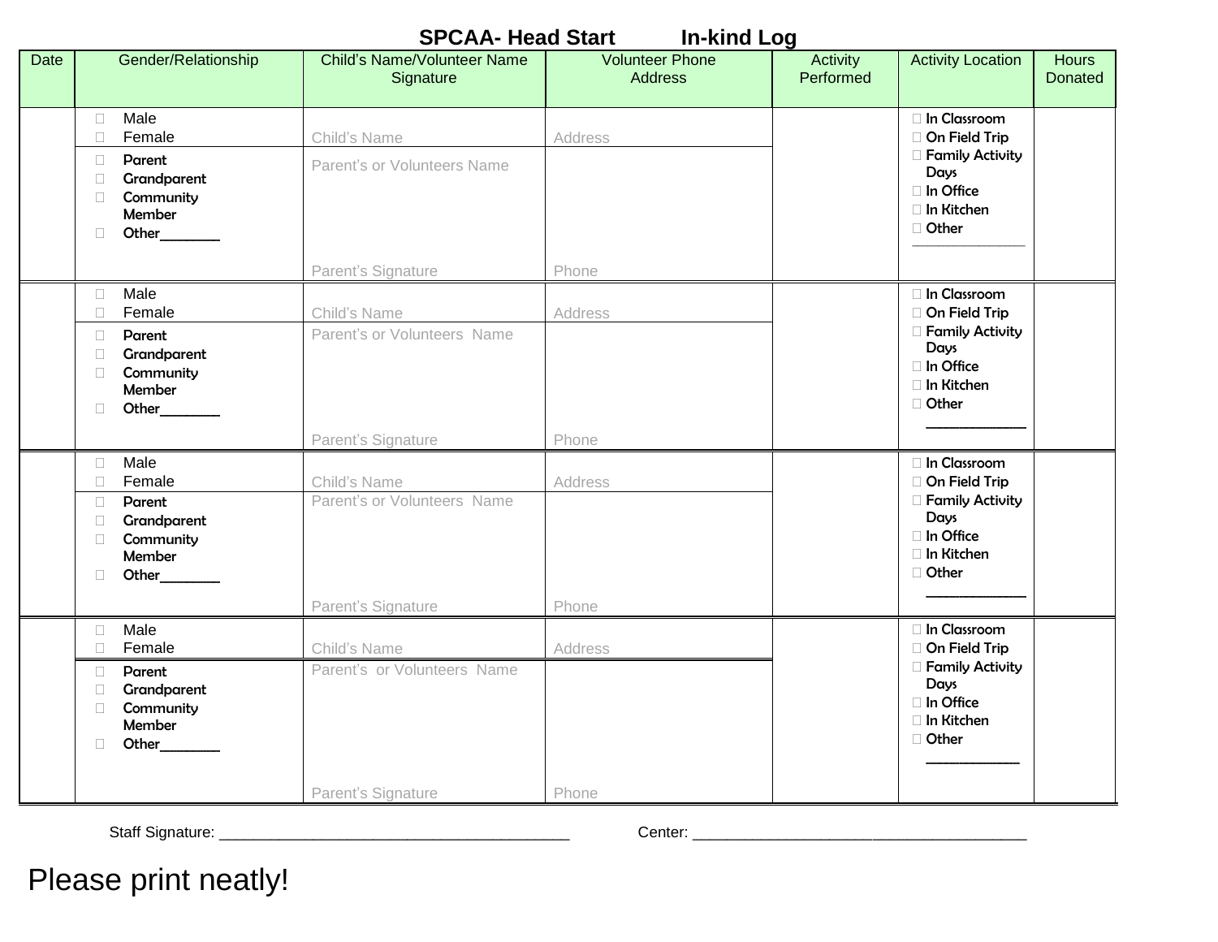# SPCAA- Head Start In-kind Log

| Date | Gender/Relationship | Child's Name/Volunteer Name Signature | Volunteer Phone Address | Activity Performed | Activity Location | Hours Donated |
|---|---|---|---|---|---|---|
| | ☐ Male ☐ Female ☐ Parent ☐ Grandparent ☐ Community Member ☐ Other________ | Child's Name / Parent's or Volunteers Name / Parent's Signature | Address / Phone | | ☐ In Classroom ☐ On Field Trip ☐ Family Activity Days ☐ In Office ☐ In Kitchen ☐ Other ______________ | |
| | ☐ Male ☐ Female ☐ Parent ☐ Grandparent ☐ Community Member ☐ Other________ | Child's Name / Parent's or Volunteers Name / Parent's Signature | Address / Phone | | ☐ In Classroom ☐ On Field Trip ☐ Family Activity Days ☐ In Office ☐ In Kitchen ☐ Other ______________ | |
| | ☐ Male ☐ Female ☐ Parent ☐ Grandparent ☐ Community Member ☐ Other________ | Child's Name / Parent's or Volunteers Name / Parent's Signature | Address / Phone | | ☐ In Classroom ☐ On Field Trip ☐ Family Activity Days ☐ In Office ☐ In Kitchen ☐ Other ______________ | |
| | ☐ Male ☐ Female ☐ Parent ☐ Grandparent ☐ Community Member ☐ Other________ | Child's Name / Parent's or Volunteers Name / Parent's Signature | Address / Phone | | ☐ In Classroom ☐ On Field Trip ☐ Family Activity Days ☐ In Office ☐ In Kitchen ☐ Other ______________ | |

Staff Signature: ________________________________________ Center: ______________________________________

Please print neatly!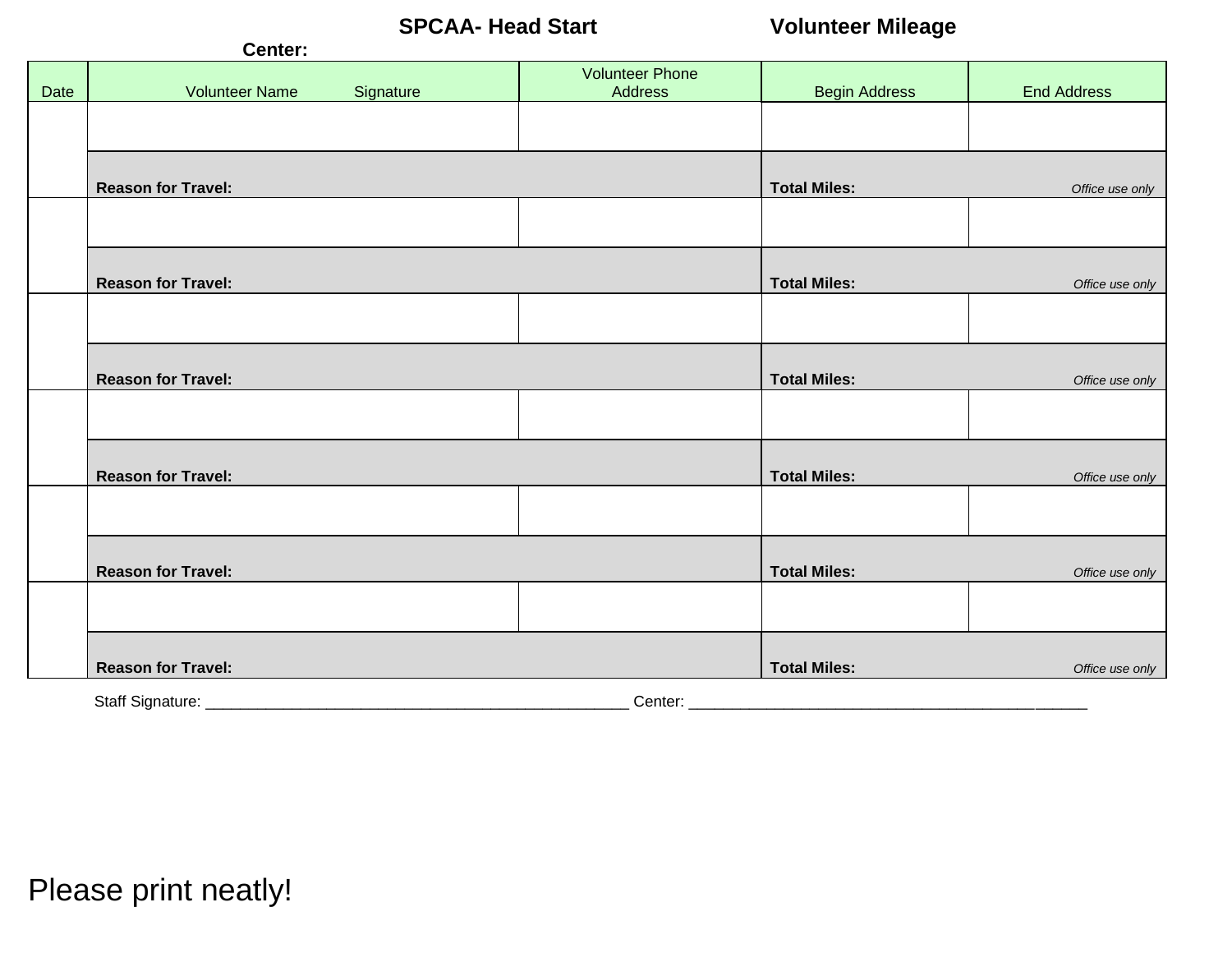**SPCAA- Head Start** **Volunteer Mileage**

**Center:**

| Date | Volunteer Name Signature | Volunteer Phone Address | Begin Address | End Address |
|---|---|---|---|---|
| | | | | |
| | **Reason for Travel:** | | **Total Miles:** *Office use only* | |
| | | | | |
| | **Reason for Travel:** | | **Total Miles:** *Office use only* | |
| | | | | |
| | **Reason for Travel:** | | **Total Miles:** *Office use only* | |
| | | | | |
| | **Reason for Travel:** | | **Total Miles:** *Office use only* | |
| | | | | |
| | **Reason for Travel:** | | **Total Miles:** *Office use only* | |
| | | | | |
| | **Reason for Travel:** | | **Total Miles:** *Office use only* | |

Staff Signature: ___________________________________________________ Center: ________________________________________________

Please print neatly!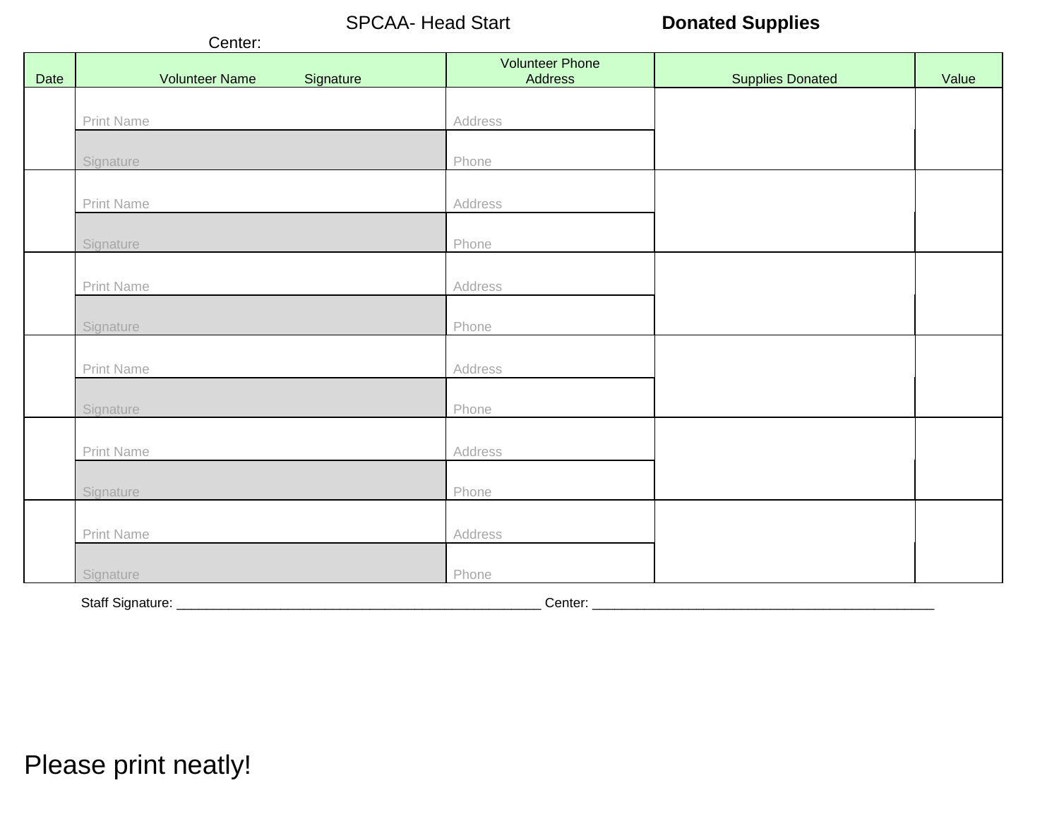SPCAA- Head Start **Donated Supplies**

Center:

| Date | Volunteer Name Signature | Volunteer Phone Address | Supplies Donated | Value |
|---|---|---|---|---|
| | Print Name | Address | | |
| | Signature | Phone | | |
| | Print Name | Address | | |
| | Signature | Phone | | |
| | Print Name | Address | | |
| | Signature | Phone | | |
| | Print Name | Address | | |
| | Signature | Phone | | |
| | Print Name | Address | | |
| | Signature | Phone | | |
| | Print Name | Address | | |
| | Signature | Phone | | |

Staff Signature: ________________________________________________ Center: _____________________________________________

Please print neatly!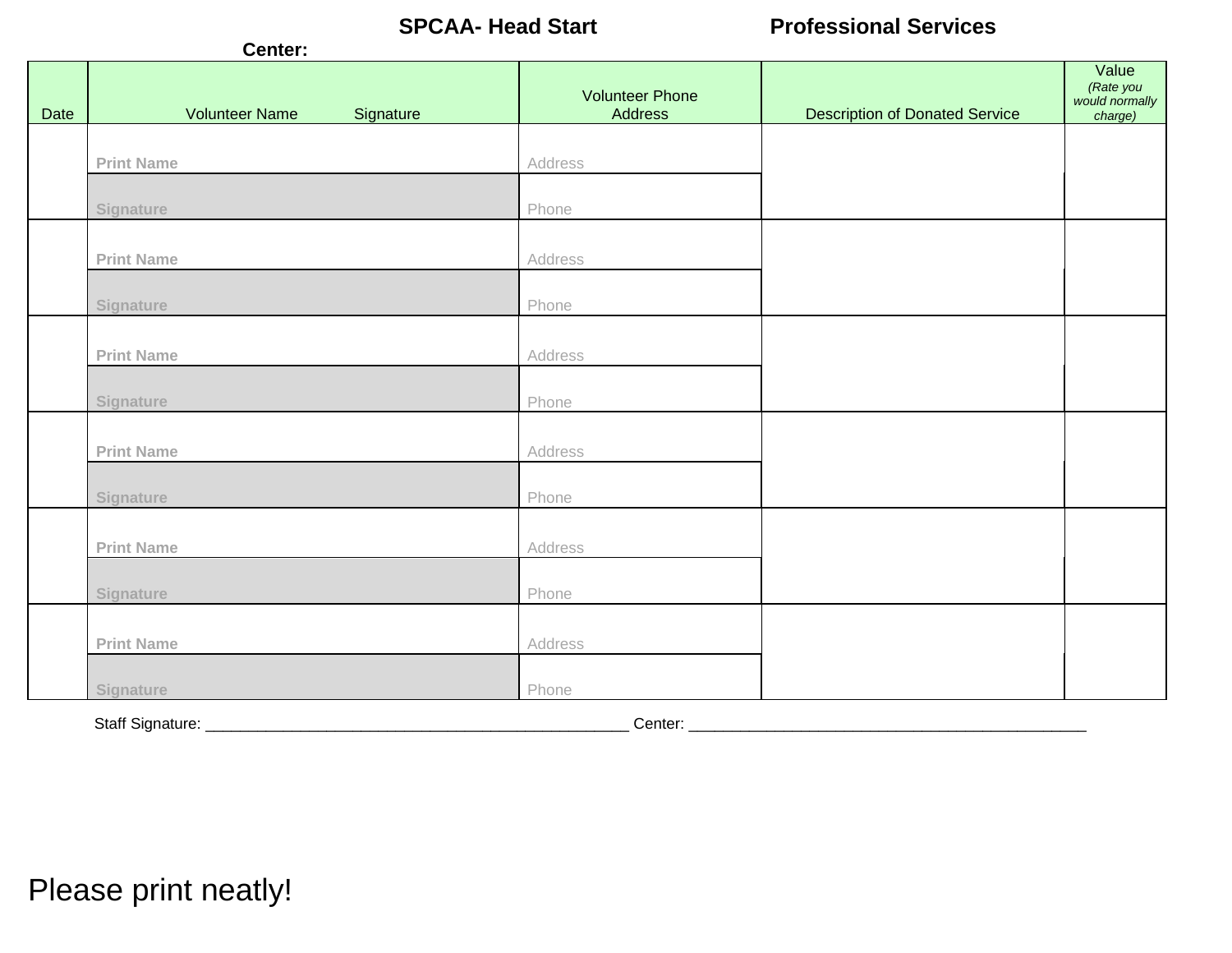**SPCAA- Head Start** **Professional Services**

**Center:**

| Date | Volunteer Name Signature | Volunteer Phone Address | Description of Donated Service | Value *(Rate you would normally charge)* |
|---|---|---|---|---|
| | Print Name | Address | | |
| | Signature | Phone | | |
| | Print Name | Address | | |
| | Signature | Phone | | |
| | Print Name | Address | | |
| | Signature | Phone | | |
| | Print Name | Address | | |
| | Signature | Phone | | |
| | Print Name | Address | | |
| | Signature | Phone | | |
| | Print Name | Address | | |
| | Signature | Phone | | |

Staff Signature: ______________________________________________ Center: ___________________________________________

Please print neatly!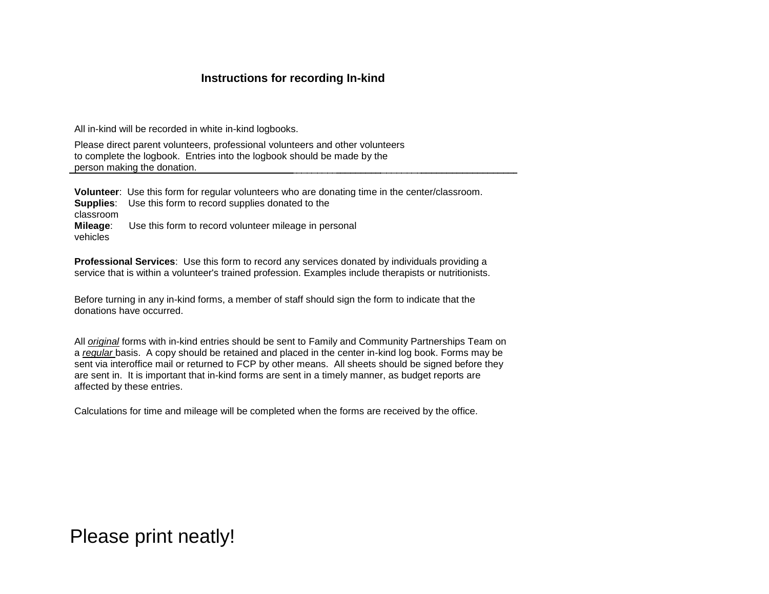## Instructions for recording In-kind

All in-kind will be recorded in white in-kind logbooks.

Please direct parent volunteers, professional volunteers and other volunteers to complete the logbook. Entries into the logbook should be made by the person making the donation.

---

**Volunteer**: Use this form for regular volunteers who are donating time in the center/classroom.
**Supplies**: Use this form to record supplies donated to the classroom
**Mileage**: Use this form to record volunteer mileage in personal vehicles

**Professional Services**: Use this form to record any services donated by individuals providing a service that is within a volunteer's trained profession. Examples include therapists or nutritionists.

Before turning in any in-kind forms, a member of staff should sign the form to indicate that the donations have occurred.

All *original* forms with in-kind entries should be sent to Family and Community Partnerships Team on a *regular* basis. A copy should be retained and placed in the center in-kind log book. Forms may be sent via interoffice mail or returned to FCP by other means. All sheets should be signed before they are sent in. It is important that in-kind forms are sent in a timely manner, as budget reports are affected by these entries.

Calculations for time and mileage will be completed when the forms are received by the office.

Please print neatly!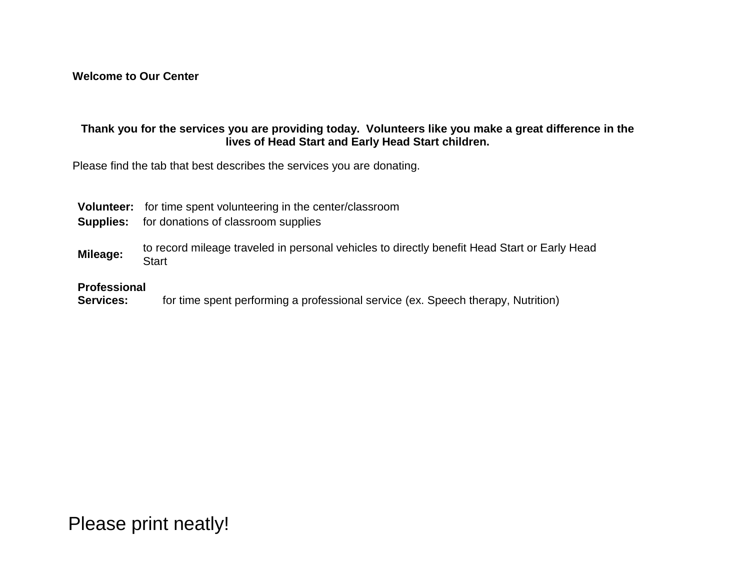**Welcome to Our Center**

**Thank you for the services you are providing today. Volunteers like you make a great difference in the lives of Head Start and Early Head Start children.**

Please find the tab that best describes the services you are donating.

| | |
|---|---|
| **Volunteer:** | for time spent volunteering in the center/classroom |
| **Supplies:** | for donations of classroom supplies |
| **Mileage:** | to record mileage traveled in personal vehicles to directly benefit Head Start or Early Head Start |
| **Professional Services:** | for time spent performing a professional service (ex. Speech therapy, Nutrition) |

Please print neatly!